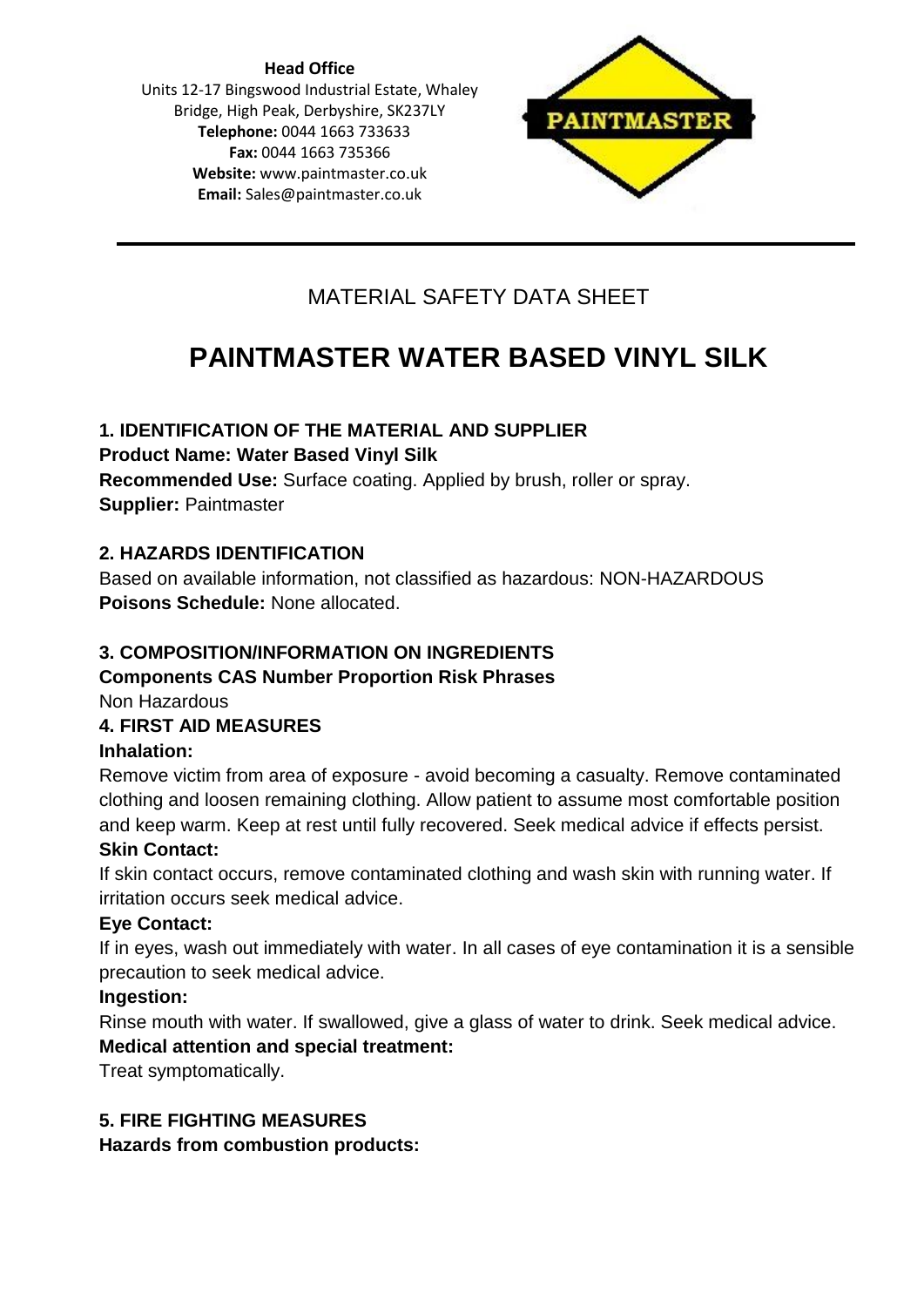**Head Office**
Units 12-17 Bingswood Industrial Estate, Whaley Bridge, High Peak, Derbyshire, SK237LY
**Telephone:** 0044 1663 733633
**Fax:** 0044 1663 735366
**Website:** www.paintmaster.co.uk
**Email:** Sales@paintmaster.co.uk

PAINTMASTER

MATERIAL SAFETY DATA SHEET

# PAINTMASTER WATER BASED VINYL SILK

## 1. IDENTIFICATION OF THE MATERIAL AND SUPPLIER

**Product Name: Water Based Vinyl Silk**
**Recommended Use:** Surface coating. Applied by brush, roller or spray.
**Supplier:** Paintmaster

## 2. HAZARDS IDENTIFICATION

Based on available information, not classified as hazardous: NON-HAZARDOUS
**Poisons Schedule:** None allocated.

## 3. COMPOSITION/INFORMATION ON INGREDIENTS

**Components CAS Number Proportion Risk Phrases**
Non Hazardous

## 4. FIRST AID MEASURES

**Inhalation:**
Remove victim from area of exposure - avoid becoming a casualty. Remove contaminated clothing and loosen remaining clothing. Allow patient to assume most comfortable position and keep warm. Keep at rest until fully recovered. Seek medical advice if effects persist.

**Skin Contact:**
If skin contact occurs, remove contaminated clothing and wash skin with running water. If irritation occurs seek medical advice.

**Eye Contact:**
If in eyes, wash out immediately with water. In all cases of eye contamination it is a sensible precaution to seek medical advice.

**Ingestion:**
Rinse mouth with water. If swallowed, give a glass of water to drink. Seek medical advice.

**Medical attention and special treatment:**
Treat symptomatically.

## 5. FIRE FIGHTING MEASURES

**Hazards from combustion products:**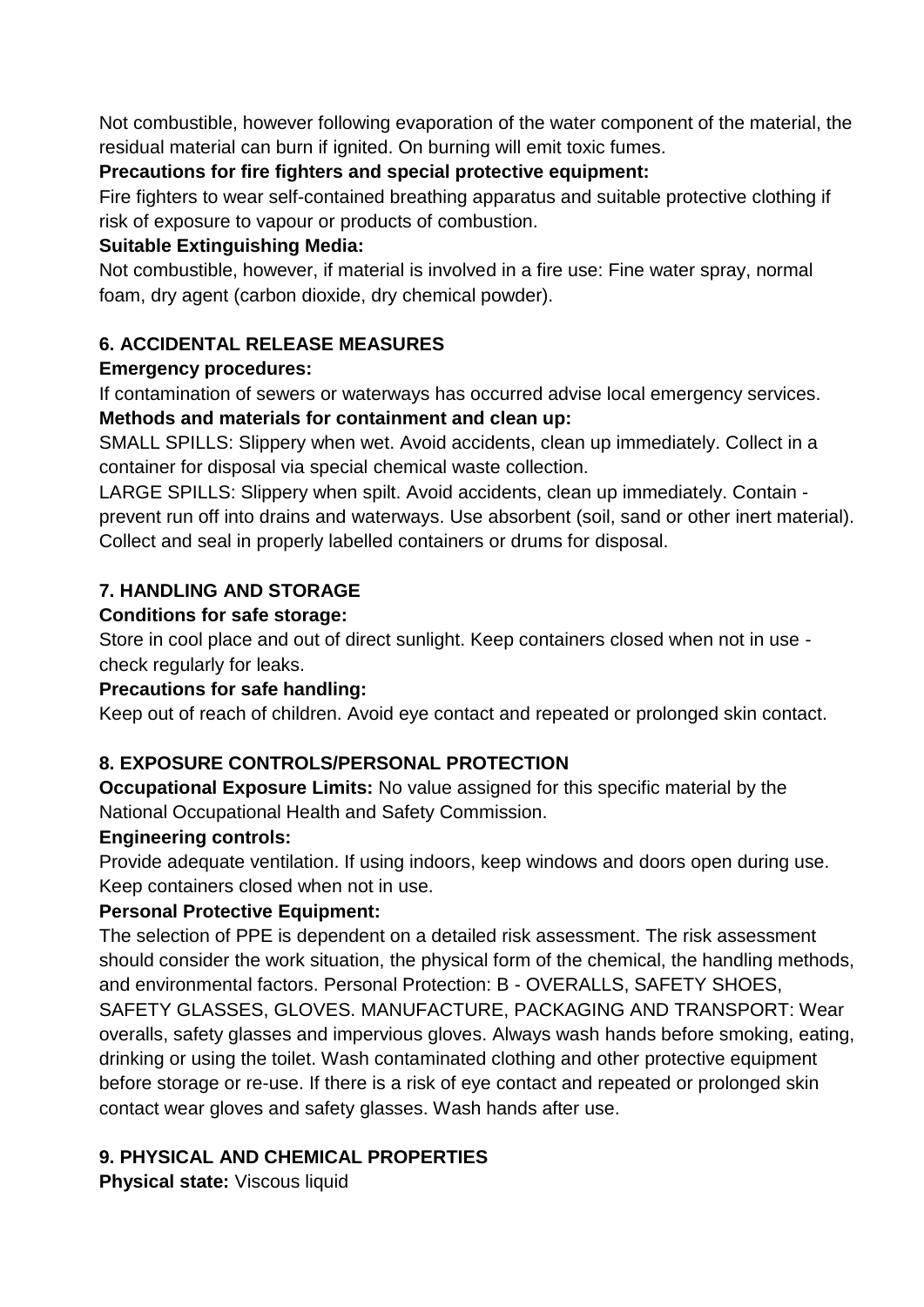Not combustible, however following evaporation of the water component of the material, the residual material can burn if ignited. On burning will emit toxic fumes.

**Precautions for fire fighters and special protective equipment:**

Fire fighters to wear self-contained breathing apparatus and suitable protective clothing if risk of exposure to vapour or products of combustion.

**Suitable Extinguishing Media:**

Not combustible, however, if material is involved in a fire use: Fine water spray, normal foam, dry agent (carbon dioxide, dry chemical powder).

## 6. ACCIDENTAL RELEASE MEASURES

**Emergency procedures:**

If contamination of sewers or waterways has occurred advise local emergency services.

**Methods and materials for containment and clean up:**

SMALL SPILLS: Slippery when wet. Avoid accidents, clean up immediately. Collect in a container for disposal via special chemical waste collection.

LARGE SPILLS: Slippery when spilt. Avoid accidents, clean up immediately. Contain - prevent run off into drains and waterways. Use absorbent (soil, sand or other inert material). Collect and seal in properly labelled containers or drums for disposal.

## 7. HANDLING AND STORAGE

**Conditions for safe storage:**

Store in cool place and out of direct sunlight. Keep containers closed when not in use - check regularly for leaks.

**Precautions for safe handling:**

Keep out of reach of children. Avoid eye contact and repeated or prolonged skin contact.

## 8. EXPOSURE CONTROLS/PERSONAL PROTECTION

**Occupational Exposure Limits:** No value assigned for this specific material by the National Occupational Health and Safety Commission.

**Engineering controls:**

Provide adequate ventilation. If using indoors, keep windows and doors open during use. Keep containers closed when not in use.

**Personal Protective Equipment:**

The selection of PPE is dependent on a detailed risk assessment. The risk assessment should consider the work situation, the physical form of the chemical, the handling methods, and environmental factors. Personal Protection: B - OVERALLS, SAFETY SHOES, SAFETY GLASSES, GLOVES. MANUFACTURE, PACKAGING AND TRANSPORT: Wear overalls, safety glasses and impervious gloves. Always wash hands before smoking, eating, drinking or using the toilet. Wash contaminated clothing and other protective equipment before storage or re-use. If there is a risk of eye contact and repeated or prolonged skin contact wear gloves and safety glasses. Wash hands after use.

## 9. PHYSICAL AND CHEMICAL PROPERTIES

**Physical state:** Viscous liquid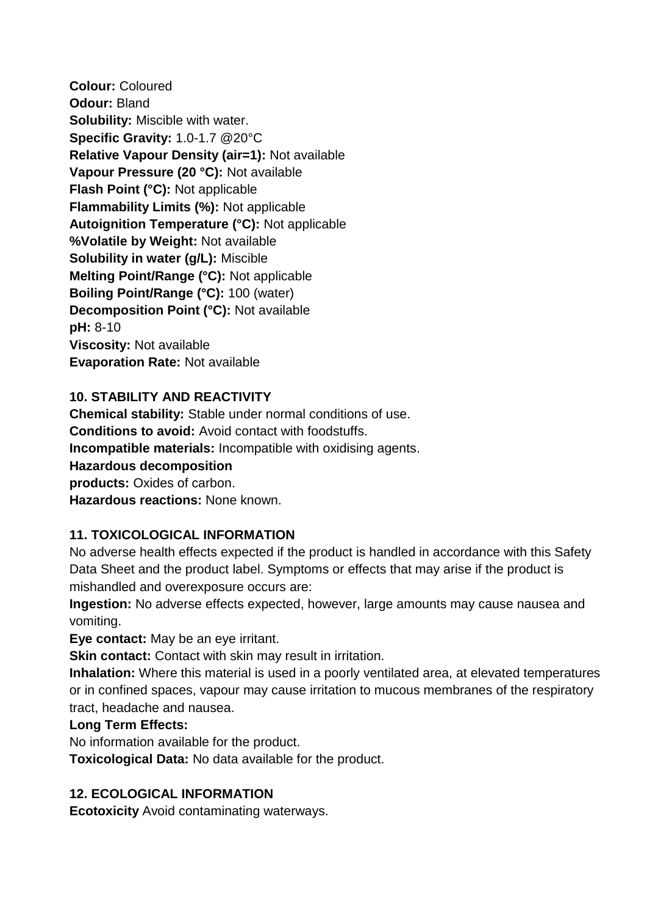**Colour:** Coloured
**Odour:** Bland
**Solubility:** Miscible with water.
**Specific Gravity:** 1.0-1.7 @20°C
**Relative Vapour Density (air=1):** Not available
**Vapour Pressure (20 °C):** Not available
**Flash Point (°C):** Not applicable
**Flammability Limits (%):** Not applicable
**Autoignition Temperature (°C):** Not applicable
**%Volatile by Weight:** Not available
**Solubility in water (g/L):** Miscible
**Melting Point/Range (°C):** Not applicable
**Boiling Point/Range (°C):** 100 (water)
**Decomposition Point (°C):** Not available
**pH:** 8-10
**Viscosity:** Not available
**Evaporation Rate:** Not available

## 10. STABILITY AND REACTIVITY

**Chemical stability:** Stable under normal conditions of use.
**Conditions to avoid:** Avoid contact with foodstuffs.
**Incompatible materials:** Incompatible with oxidising agents.
**Hazardous decomposition products:** Oxides of carbon.
**Hazardous reactions:** None known.

## 11. TOXICOLOGICAL INFORMATION

No adverse health effects expected if the product is handled in accordance with this Safety Data Sheet and the product label. Symptoms or effects that may arise if the product is mishandled and overexposure occurs are:

**Ingestion:** No adverse effects expected, however, large amounts may cause nausea and vomiting.
**Eye contact:** May be an eye irritant.
**Skin contact:** Contact with skin may result in irritation.
**Inhalation:** Where this material is used in a poorly ventilated area, at elevated temperatures or in confined spaces, vapour may cause irritation to mucous membranes of the respiratory tract, headache and nausea.
**Long Term Effects:**
No information available for the product.
**Toxicological Data:** No data available for the product.

## 12. ECOLOGICAL INFORMATION

**Ecotoxicity** Avoid contaminating waterways.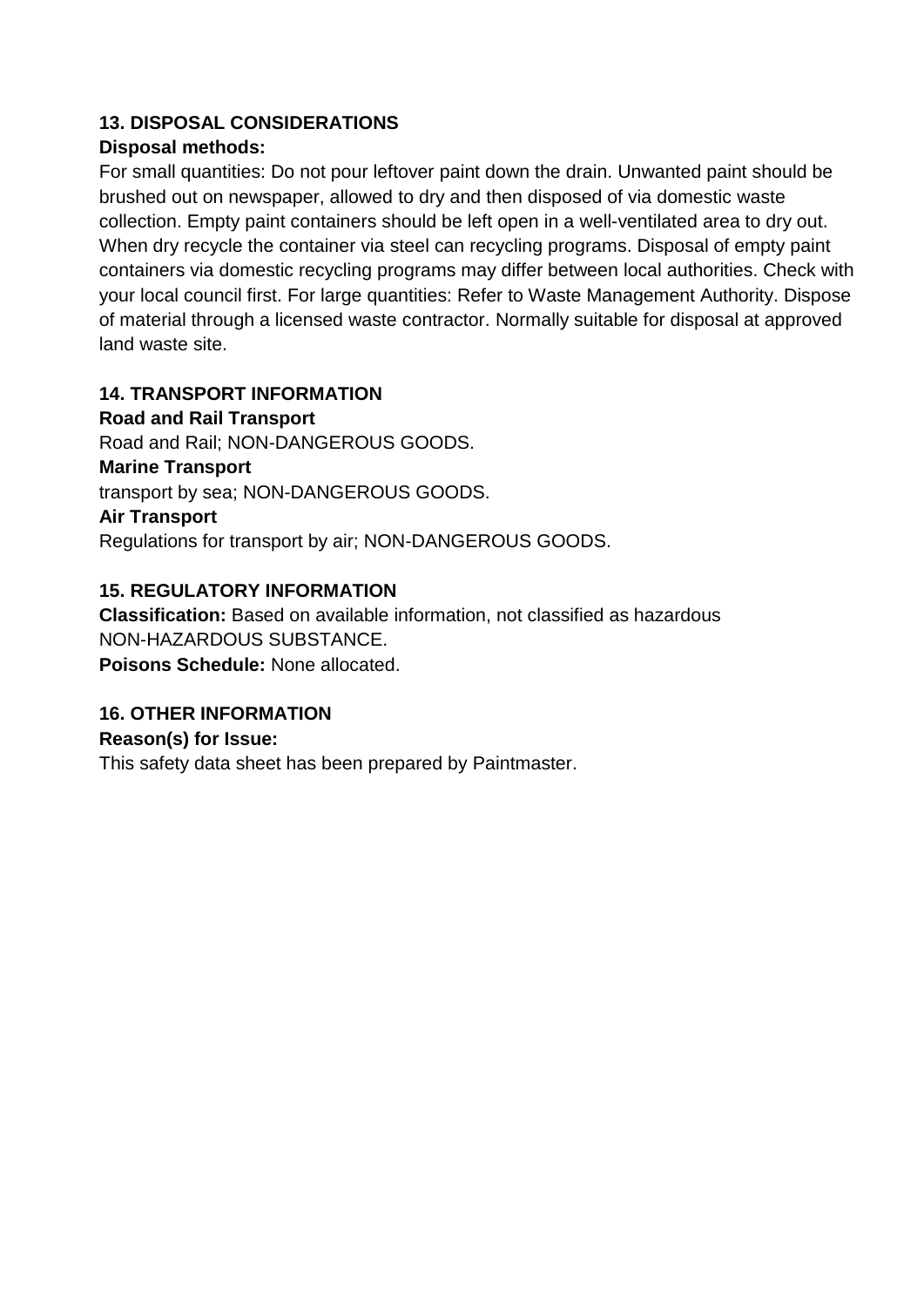## 13. DISPOSAL CONSIDERATIONS

**Disposal methods:**

For small quantities: Do not pour leftover paint down the drain. Unwanted paint should be brushed out on newspaper, allowed to dry and then disposed of via domestic waste collection. Empty paint containers should be left open in a well-ventilated area to dry out. When dry recycle the container via steel can recycling programs. Disposal of empty paint containers via domestic recycling programs may differ between local authorities. Check with your local council first. For large quantities: Refer to Waste Management Authority. Dispose of material through a licensed waste contractor. Normally suitable for disposal at approved land waste site.

## 14. TRANSPORT INFORMATION

**Road and Rail Transport**

Road and Rail; NON-DANGEROUS GOODS.

**Marine Transport**

transport by sea; NON-DANGEROUS GOODS.

**Air Transport**

Regulations for transport by air; NON-DANGEROUS GOODS.

## 15. REGULATORY INFORMATION

**Classification:** Based on available information, not classified as hazardous NON-HAZARDOUS SUBSTANCE.

**Poisons Schedule:** None allocated.

## 16. OTHER INFORMATION

**Reason(s) for Issue:**

This safety data sheet has been prepared by Paintmaster.